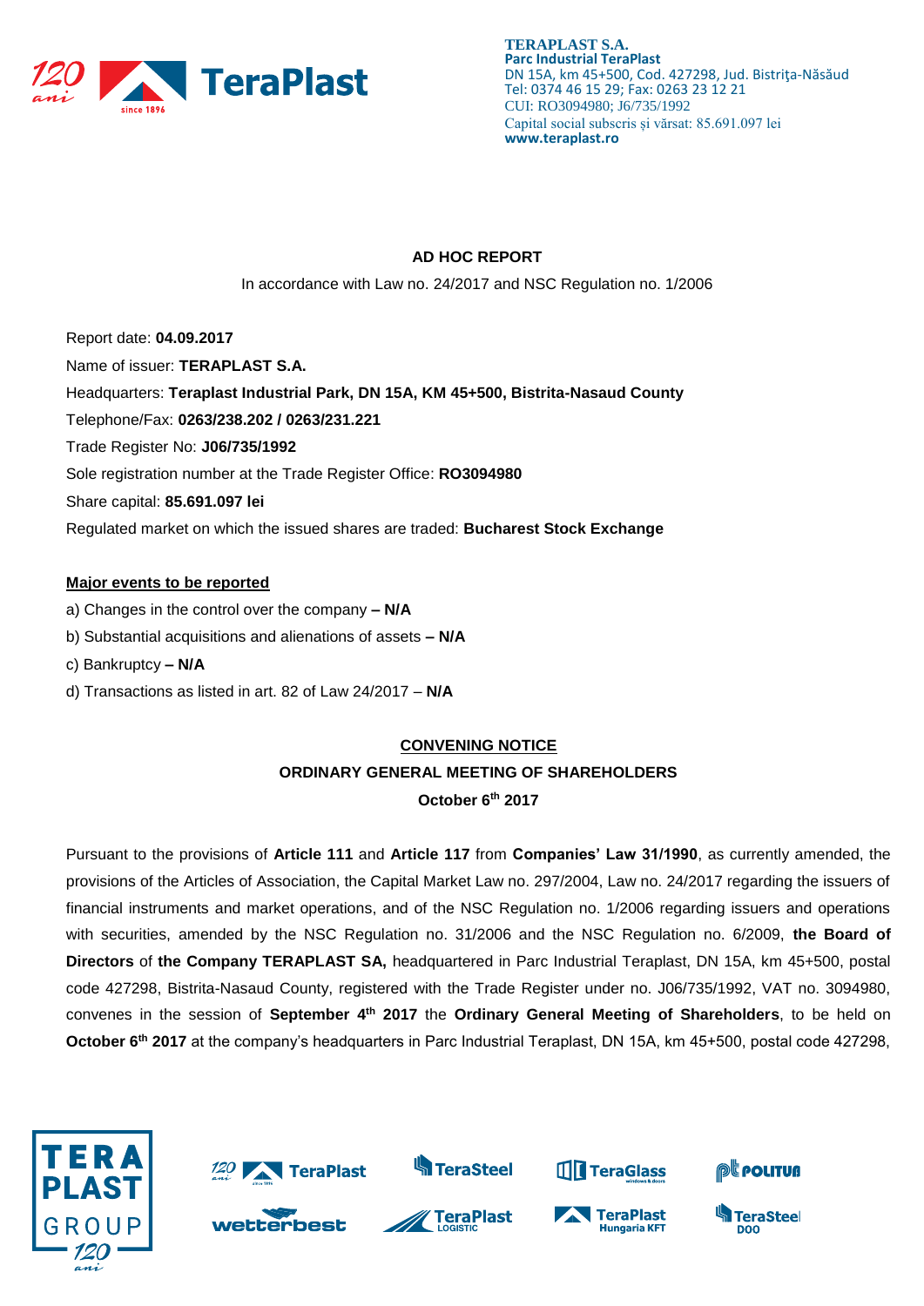**TERAPLAST S.A.**
**Parc Industrial TeraPlast**
DN 15A, km 45+500, Cod. 427298, Jud. Bistriţa-Năsăud
Tel: 0374 46 15 29; Fax: 0263 23 12 21
CUI: RO3094980; J6/735/1992
Capital social subscris și vărsat: 85.691.097 lei
**www.teraplast.ro**

## AD HOC REPORT

In accordance with Law no. 24/2017 and NSC Regulation no. 1/2006

Report date: **04.09.2017**

Name of issuer: **TERAPLAST S.A.**

Headquarters: **Teraplast Industrial Park, DN 15A, KM 45+500, Bistrita-Nasaud County**

Telephone/Fax: **0263/238.202 / 0263/231.221**

Trade Register No: **J06/735/1992**

Sole registration number at the Trade Register Office: **RO3094980**

Share capital: **85.691.097 lei**

Regulated market on which the issued shares are traded: **Bucharest Stock Exchange**

**Major events to be reported**

a) Changes in the control over the company **– N/A**

b) Substantial acquisitions and alienations of assets **– N/A**

c) Bankruptcy **– N/A**

d) Transactions as listed in art. 82 of Law 24/2017 – **N/A**

## CONVENING NOTICE

### ORDINARY GENERAL MEETING OF SHAREHOLDERS

### October 6th 2017

Pursuant to the provisions of **Article 111** and **Article 117** from **Companies' Law 31/1990**, as currently amended, the provisions of the Articles of Association, the Capital Market Law no. 297/2004, Law no. 24/2017 regarding the issuers of financial instruments and market operations, and of the NSC Regulation no. 1/2006 regarding issuers and operations with securities, amended by the NSC Regulation no. 31/2006 and the NSC Regulation no. 6/2009, **the Board of Directors** of **the Company TERAPLAST SA,** headquartered in Parc Industrial Teraplast, DN 15A, km 45+500, postal code 427298, Bistrita-Nasaud County, registered with the Trade Register under no. J06/735/1992, VAT no. 3094980, convenes in the session of **September 4th 2017** the **Ordinary General Meeting of Shareholders**, to be held on **October 6th 2017** at the company's headquarters in Parc Industrial Teraplast, DN 15A, km 45+500, postal code 427298,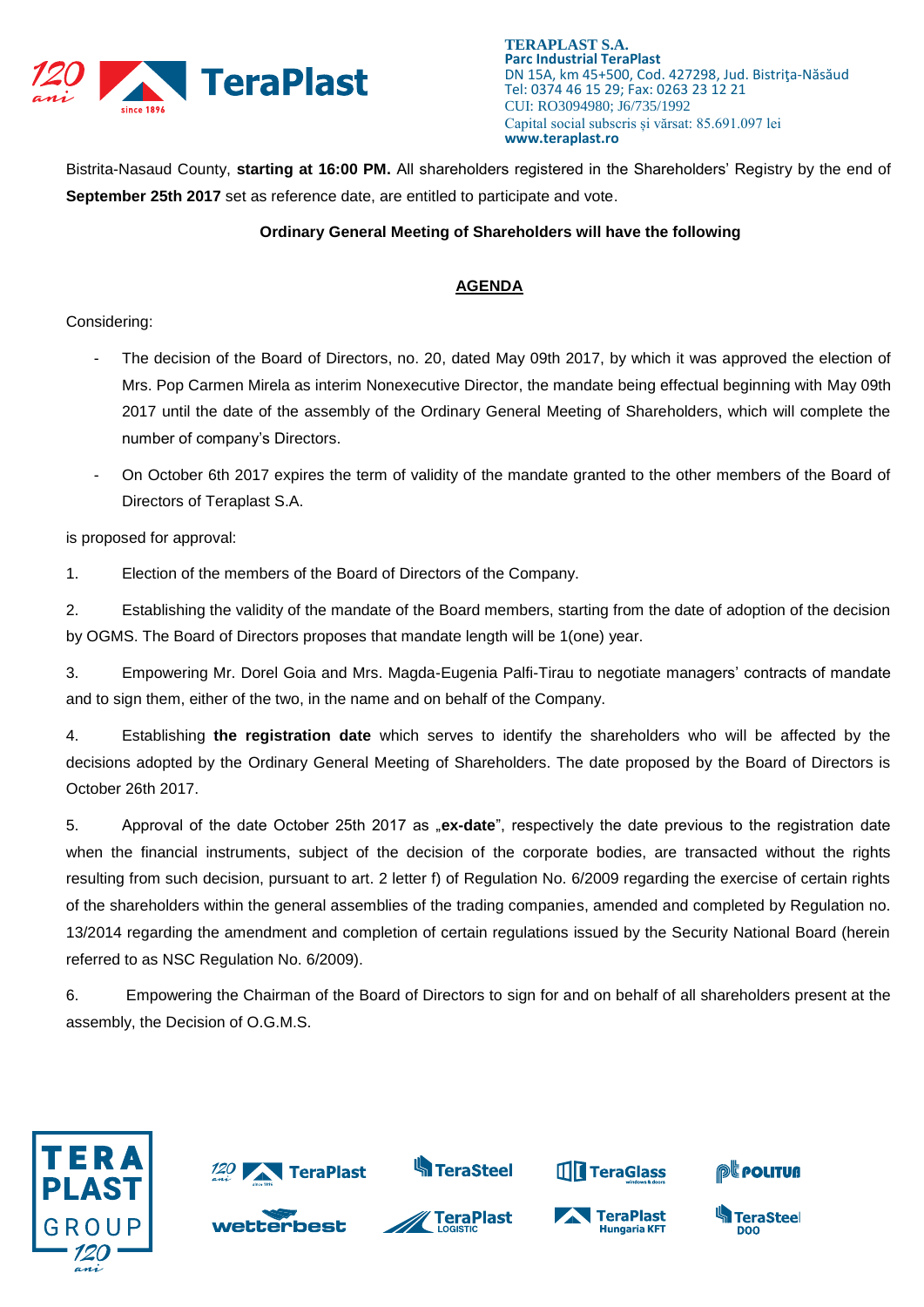Bistrita-Nasaud County, **starting at 16:00 PM.** All shareholders registered in the Shareholders' Registry by the end of **September 25th 2017** set as reference date, are entitled to participate and vote.

**Ordinary General Meeting of Shareholders will have the following**

**AGENDA**

Considering:

- The decision of the Board of Directors, no. 20, dated May 09th 2017, by which it was approved the election of Mrs. Pop Carmen Mirela as interim Nonexecutive Director, the mandate being effectual beginning with May 09th 2017 until the date of the assembly of the Ordinary General Meeting of Shareholders, which will complete the number of company's Directors.
- On October 6th 2017 expires the term of validity of the mandate granted to the other members of the Board of Directors of Teraplast S.A.

is proposed for approval:

1. Election of the members of the Board of Directors of the Company.

2. Establishing the validity of the mandate of the Board members, starting from the date of adoption of the decision by OGMS. The Board of Directors proposes that mandate length will be 1(one) year.

3. Empowering Mr. Dorel Goia and Mrs. Magda-Eugenia Palfi-Tirau to negotiate managers' contracts of mandate and to sign them, either of the two, in the name and on behalf of the Company.

4. Establishing **the registration date** which serves to identify the shareholders who will be affected by the decisions adopted by the Ordinary General Meeting of Shareholders. The date proposed by the Board of Directors is October 26th 2017.

5. Approval of the date October 25th 2017 as „**ex-date**", respectively the date previous to the registration date when the financial instruments, subject of the decision of the corporate bodies, are transacted without the rights resulting from such decision, pursuant to art. 2 letter f) of Regulation No. 6/2009 regarding the exercise of certain rights of the shareholders within the general assemblies of the trading companies, amended and completed by Regulation no. 13/2014 regarding the amendment and completion of certain regulations issued by the Security National Board (herein referred to as NSC Regulation No. 6/2009).

6. Empowering the Chairman of the Board of Directors to sign for and on behalf of all shareholders present at the assembly, the Decision of O.G.M.S.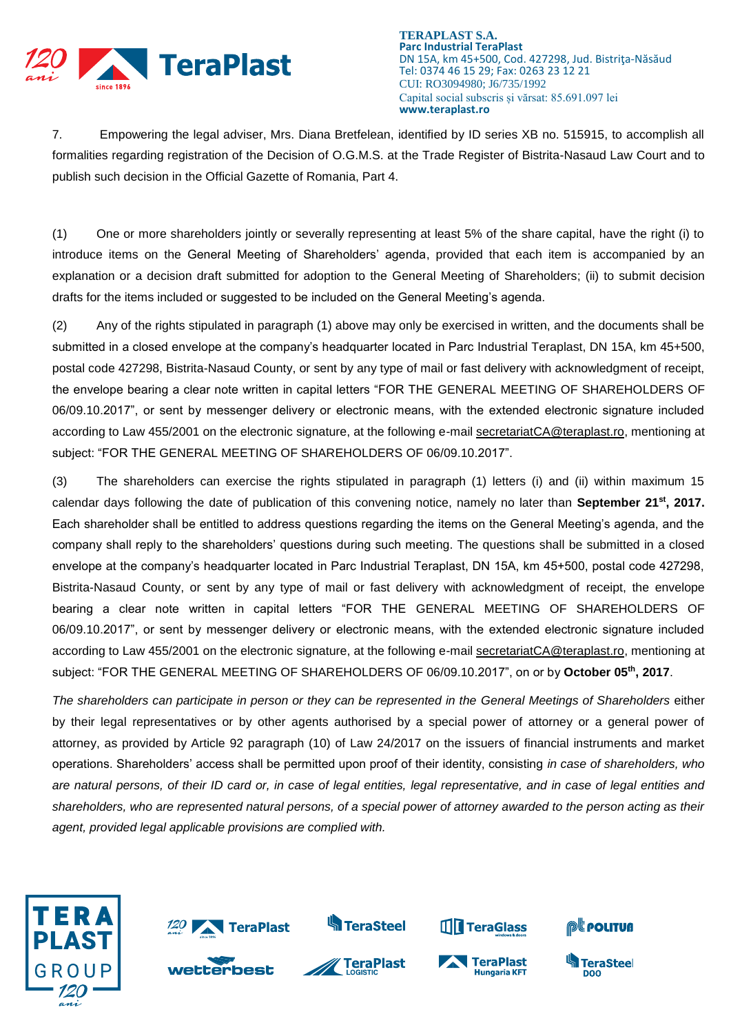7. Empowering the legal adviser, Mrs. Diana Bretfelean, identified by ID series XB no. 515915, to accomplish all formalities regarding registration of the Decision of O.G.M.S. at the Trade Register of Bistrita-Nasaud Law Court and to publish such decision in the Official Gazette of Romania, Part 4.

(1) One or more shareholders jointly or severally representing at least 5% of the share capital, have the right (i) to introduce items on the General Meeting of Shareholders' agenda, provided that each item is accompanied by an explanation or a decision draft submitted for adoption to the General Meeting of Shareholders; (ii) to submit decision drafts for the items included or suggested to be included on the General Meeting's agenda.

(2) Any of the rights stipulated in paragraph (1) above may only be exercised in written, and the documents shall be submitted in a closed envelope at the company's headquarter located in Parc Industrial Teraplast, DN 15A, km 45+500, postal code 427298, Bistrita-Nasaud County, or sent by any type of mail or fast delivery with acknowledgment of receipt, the envelope bearing a clear note written in capital letters "FOR THE GENERAL MEETING OF SHAREHOLDERS OF 06/09.10.2017", or sent by messenger delivery or electronic means, with the extended electronic signature included according to Law 455/2001 on the electronic signature, at the following e-mail secretariatCA@teraplast.ro, mentioning at subject: "FOR THE GENERAL MEETING OF SHAREHOLDERS OF 06/09.10.2017".

(3) The shareholders can exercise the rights stipulated in paragraph (1) letters (i) and (ii) within maximum 15 calendar days following the date of publication of this convening notice, namely no later than **September 21st, 2017.** Each shareholder shall be entitled to address questions regarding the items on the General Meeting's agenda, and the company shall reply to the shareholders' questions during such meeting. The questions shall be submitted in a closed envelope at the company's headquarter located in Parc Industrial Teraplast, DN 15A, km 45+500, postal code 427298, Bistrita-Nasaud County, or sent by any type of mail or fast delivery with acknowledgment of receipt, the envelope bearing a clear note written in capital letters "FOR THE GENERAL MEETING OF SHAREHOLDERS OF 06/09.10.2017", or sent by messenger delivery or electronic means, with the extended electronic signature included according to Law 455/2001 on the electronic signature, at the following e-mail secretariatCA@teraplast.ro, mentioning at subject: "FOR THE GENERAL MEETING OF SHAREHOLDERS OF 06/09.10.2017", on or by **October 05th, 2017**.

*The shareholders can participate in person or they can be represented in the General Meetings of Shareholders* either by their legal representatives or by other agents authorised by a special power of attorney or a general power of attorney, as provided by Article 92 paragraph (10) of Law 24/2017 on the issuers of financial instruments and market operations. Shareholders' access shall be permitted upon proof of their identity, consisting *in case of shareholders, who are natural persons, of their ID card or, in case of legal entities, legal representative, and in case of legal entities and shareholders, who are represented natural persons, of a special power of attorney awarded to the person acting as their agent, provided legal applicable provisions are complied with.*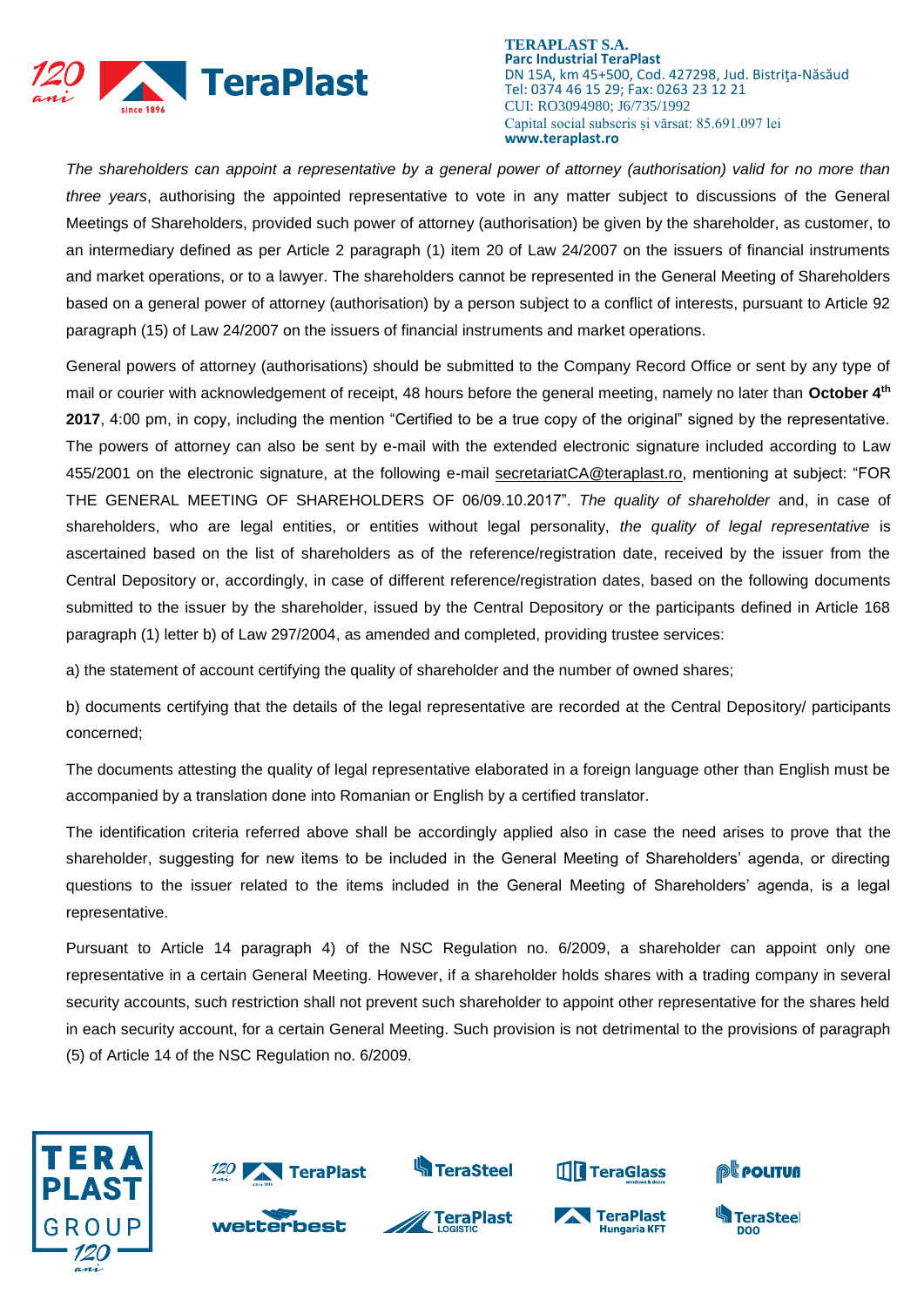*The shareholders can appoint a representative by a general power of attorney (authorisation) valid for no more than three years*, authorising the appointed representative to vote in any matter subject to discussions of the General Meetings of Shareholders, provided such power of attorney (authorisation) be given by the shareholder, as customer, to an intermediary defined as per Article 2 paragraph (1) item 20 of Law 24/2007 on the issuers of financial instruments and market operations, or to a lawyer. The shareholders cannot be represented in the General Meeting of Shareholders based on a general power of attorney (authorisation) by a person subject to a conflict of interests, pursuant to Article 92 paragraph (15) of Law 24/2007 on the issuers of financial instruments and market operations.

General powers of attorney (authorisations) should be submitted to the Company Record Office or sent by any type of mail or courier with acknowledgement of receipt, 48 hours before the general meeting, namely no later than **October 4th 2017**, 4:00 pm, in copy, including the mention "Certified to be a true copy of the original" signed by the representative. The powers of attorney can also be sent by e-mail with the extended electronic signature included according to Law 455/2001 on the electronic signature, at the following e-mail secretariatCA@teraplast.ro, mentioning at subject: "FOR THE GENERAL MEETING OF SHAREHOLDERS OF 06/09.10.2017". *The quality of shareholder* and, in case of shareholders, who are legal entities, or entities without legal personality, *the quality of legal representative* is ascertained based on the list of shareholders as of the reference/registration date, received by the issuer from the Central Depository or, accordingly, in case of different reference/registration dates, based on the following documents submitted to the issuer by the shareholder, issued by the Central Depository or the participants defined in Article 168 paragraph (1) letter b) of Law 297/2004, as amended and completed, providing trustee services:

a) the statement of account certifying the quality of shareholder and the number of owned shares;

b) documents certifying that the details of the legal representative are recorded at the Central Depository/ participants concerned;

The documents attesting the quality of legal representative elaborated in a foreign language other than English must be accompanied by a translation done into Romanian or English by a certified translator.

The identification criteria referred above shall be accordingly applied also in case the need arises to prove that the shareholder, suggesting for new items to be included in the General Meeting of Shareholders' agenda, or directing questions to the issuer related to the items included in the General Meeting of Shareholders' agenda, is a legal representative.

Pursuant to Article 14 paragraph 4) of the NSC Regulation no. 6/2009, a shareholder can appoint only one representative in a certain General Meeting. However, if a shareholder holds shares with a trading company in several security accounts, such restriction shall not prevent such shareholder to appoint other representative for the shares held in each security account, for a certain General Meeting. Such provision is not detrimental to the provisions of paragraph (5) of Article 14 of the NSC Regulation no. 6/2009.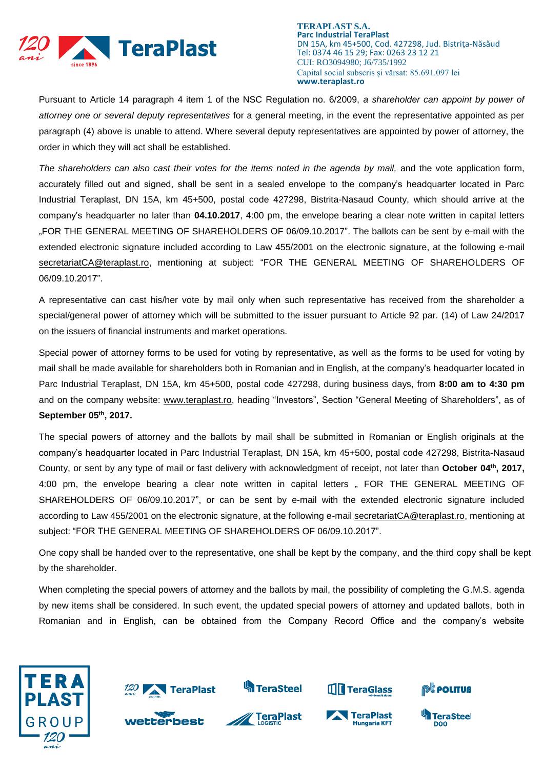Pursuant to Article 14 paragraph 4 item 1 of the NSC Regulation no. 6/2009, *a shareholder can appoint by power of attorney one or several deputy representatives* for a general meeting, in the event the representative appointed as per paragraph (4) above is unable to attend. Where several deputy representatives are appointed by power of attorney, the order in which they will act shall be established.

*The shareholders can also cast their votes for the items noted in the agenda by mail,* and the vote application form, accurately filled out and signed, shall be sent in a sealed envelope to the company's headquarter located in Parc Industrial Teraplast, DN 15A, km 45+500, postal code 427298, Bistrita-Nasaud County, which should arrive at the company's headquarter no later than **04.10.2017**, 4:00 pm, the envelope bearing a clear note written in capital letters „FOR THE GENERAL MEETING OF SHAREHOLDERS OF 06/09.10.2017". The ballots can be sent by e-mail with the extended electronic signature included according to Law 455/2001 on the electronic signature, at the following e-mail secretariatCA@teraplast.ro, mentioning at subject: "FOR THE GENERAL MEETING OF SHAREHOLDERS OF 06/09.10.2017".

A representative can cast his/her vote by mail only when such representative has received from the shareholder a special/general power of attorney which will be submitted to the issuer pursuant to Article 92 par. (14) of Law 24/2017 on the issuers of financial instruments and market operations.

Special power of attorney forms to be used for voting by representative, as well as the forms to be used for voting by mail shall be made available for shareholders both in Romanian and in English, at the company's headquarter located in Parc Industrial Teraplast, DN 15A, km 45+500, postal code 427298, during business days, from **8:00 am to 4:30 pm** and on the company website: www.teraplast.ro, heading "Investors", Section "General Meeting of Shareholders", as of **September 05th, 2017.**

The special powers of attorney and the ballots by mail shall be submitted in Romanian or English originals at the company's headquarter located in Parc Industrial Teraplast, DN 15A, km 45+500, postal code 427298, Bistrita-Nasaud County, or sent by any type of mail or fast delivery with acknowledgment of receipt, not later than **October 04th, 2017,** 4:00 pm, the envelope bearing a clear note written in capital letters „ FOR THE GENERAL MEETING OF SHAREHOLDERS OF 06/09.10.2017", or can be sent by e-mail with the extended electronic signature included according to Law 455/2001 on the electronic signature, at the following e-mail secretariatCA@teraplast.ro, mentioning at subject: "FOR THE GENERAL MEETING OF SHAREHOLDERS OF 06/09.10.2017".

One copy shall be handed over to the representative, one shall be kept by the company, and the third copy shall be kept by the shareholder.

When completing the special powers of attorney and the ballots by mail, the possibility of completing the G.M.S. agenda by new items shall be considered. In such event, the updated special powers of attorney and updated ballots, both in Romanian and in English, can be obtained from the Company Record Office and the company's website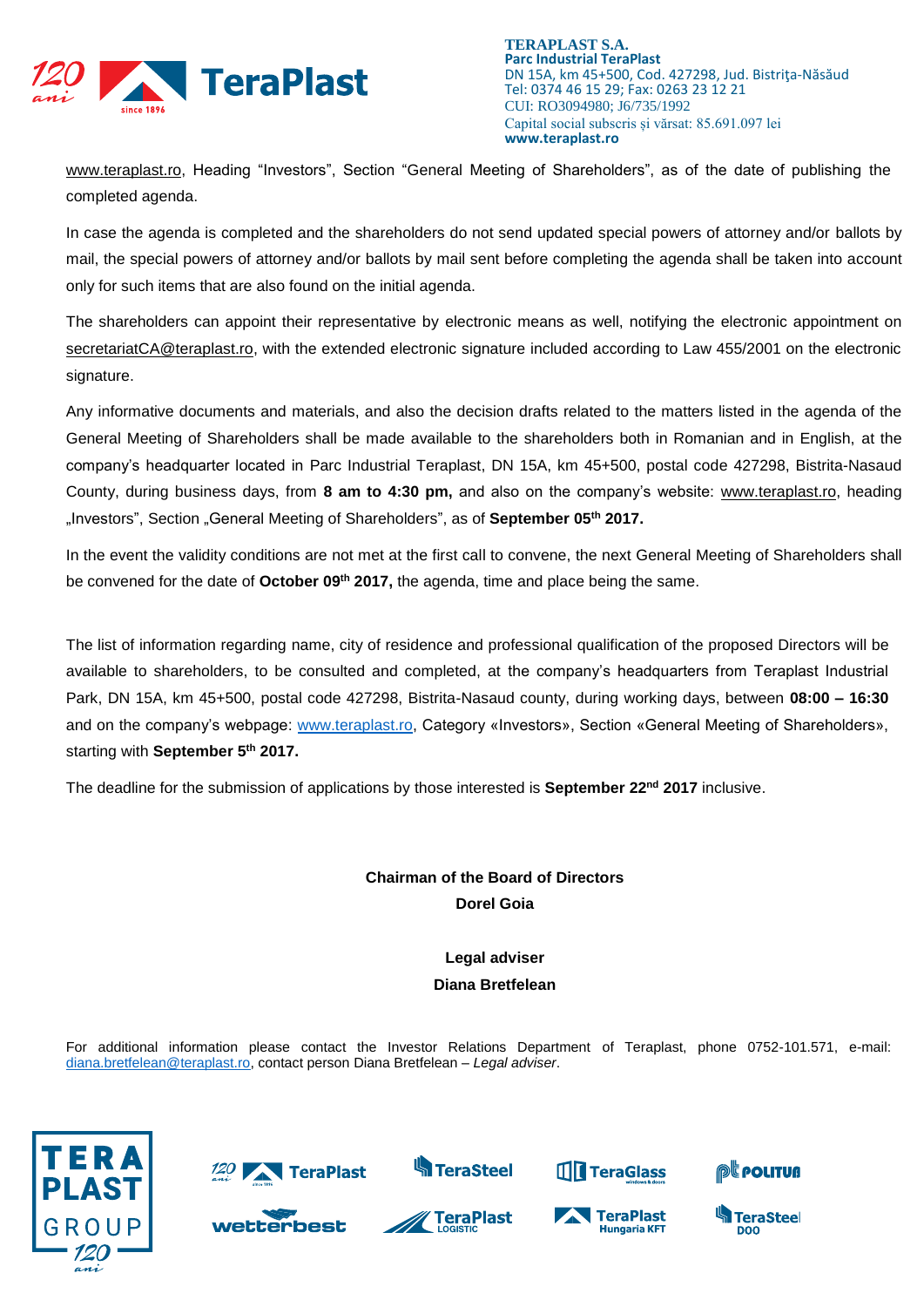www.teraplast.ro, Heading “Investors”, Section “General Meeting of Shareholders”, as of the date of publishing the completed agenda.

In case the agenda is completed and the shareholders do not send updated special powers of attorney and/or ballots by mail, the special powers of attorney and/or ballots by mail sent before completing the agenda shall be taken into account only for such items that are also found on the initial agenda.

The shareholders can appoint their representative by electronic means as well, notifying the electronic appointment on secretariatCA@teraplast.ro, with the extended electronic signature included according to Law 455/2001 on the electronic signature.

Any informative documents and materials, and also the decision drafts related to the matters listed in the agenda of the General Meeting of Shareholders shall be made available to the shareholders both in Romanian and in English, at the company’s headquarter located in Parc Industrial Teraplast, DN 15A, km 45+500, postal code 427298, Bistrita-Nasaud County, during business days, from **8 am to 4:30 pm,** and also on the company’s website: www.teraplast.ro, heading „Investors”, Section „General Meeting of Shareholders”, as of **September 05th 2017.**

In the event the validity conditions are not met at the first call to convene, the next General Meeting of Shareholders shall be convened for the date of **October 09th 2017,** the agenda, time and place being the same.

The list of information regarding name, city of residence and professional qualification of the proposed Directors will be available to shareholders, to be consulted and completed, at the company’s headquarters from Teraplast Industrial Park, DN 15A, km 45+500, postal code 427298, Bistrita-Nasaud county, during working days, between **08:00 – 16:30** and on the company’s webpage: www.teraplast.ro, Category «Investors», Section «General Meeting of Shareholders», starting with **September 5th 2017.**

The deadline for the submission of applications by those interested is **September 22nd 2017** inclusive.

**Chairman of the Board of Directors**
**Dorel Goia**

**Legal adviser**
**Diana Bretfelean**

For additional information please contact the Investor Relations Department of Teraplast, phone 0752-101.571, e-mail: diana.bretfelean@teraplast.ro, contact person Diana Bretfelean – *Legal adviser*.